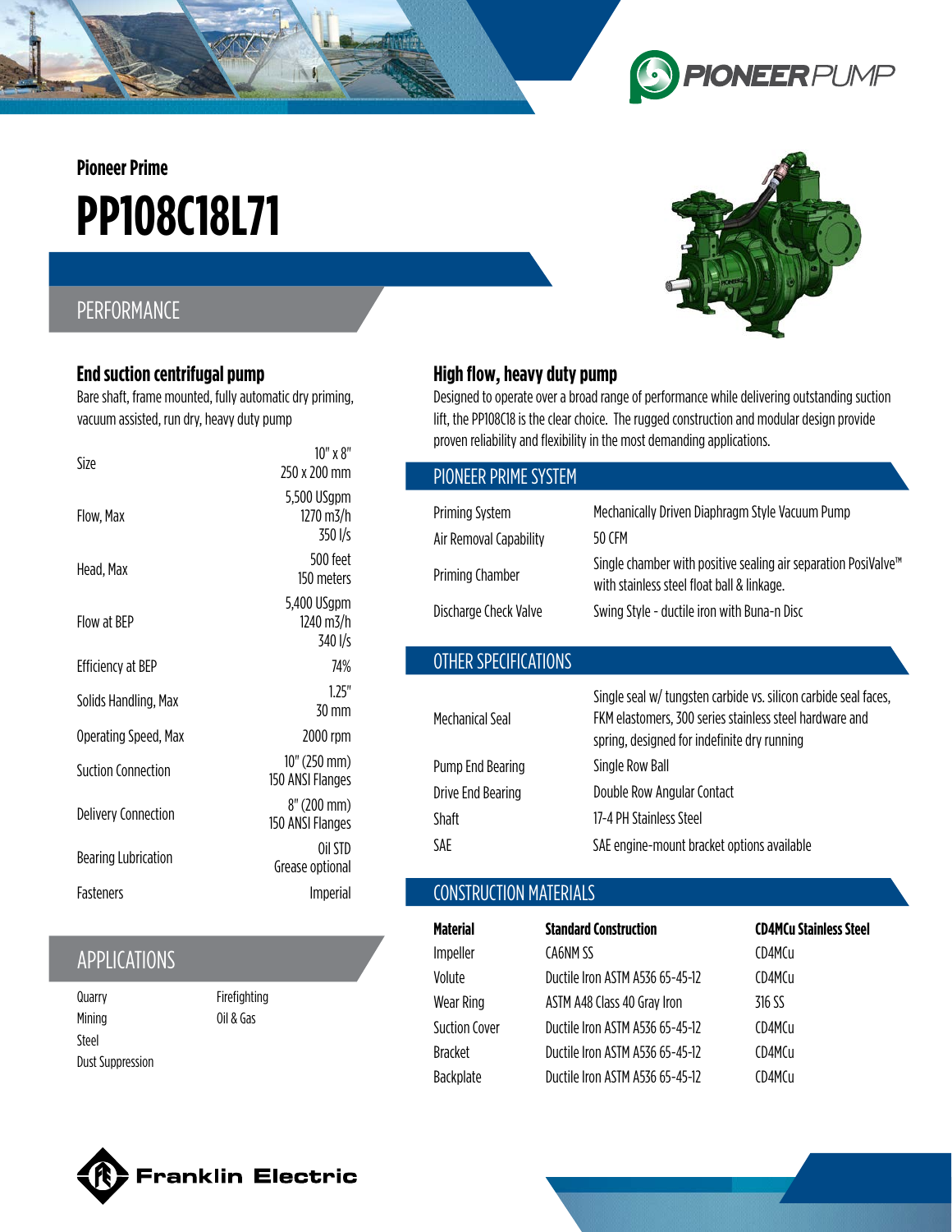Pioneer Prime

# PP108C18L71

## PERFORMANCE

### End suction centrifugal pump

Bare shaft, frame mounted, fully automatic dry priming, vacuum assisted, run dry, heavy duty pump

| | |
|---|---|
| Size | 10" x 8"<br>250 x 200 mm |
| Flow, Max | 5,500 USgpm<br>1270 m3/h<br>350 l/s |
| Head, Max | 500 feet<br>150 meters |
| Flow at BEP | 5,400 USgpm<br>1240 m3/h<br>340 l/s |
| Efficiency at BEP | 74% |
| Solids Handling, Max | 1.25"<br>30 mm |
| Operating Speed, Max | 2000 rpm |
| Suction Connection | 10" (250 mm)<br>150 ANSI Flanges |
| Delivery Connection | 8" (200 mm)<br>150 ANSI Flanges |
| Bearing Lubrication | Oil STD<br>Grease optional |
| Fasteners | Imperial |

## APPLICATIONS

- Quarry
- Mining
- Steel
- Dust Suppression
- Firefighting
- Oil & Gas

### High flow, heavy duty pump

Designed to operate over a broad range of performance while delivering outstanding suction lift, the PP108C18 is the clear choice. The rugged construction and modular design provide proven reliability and flexibility in the most demanding applications.

## PIONEER PRIME SYSTEM

| | |
|---|---|
| Priming System | Mechanically Driven Diaphragm Style Vacuum Pump |
| Air Removal Capability | 50 CFM |
| Priming Chamber | Single chamber with positive sealing air separation PosiValve™ with stainless steel float ball & linkage. |
| Discharge Check Valve | Swing Style - ductile iron with Buna-n Disc |

## OTHER SPECIFICATIONS

| | |
|---|---|
| Mechanical Seal | Single seal w/ tungsten carbide vs. silicon carbide seal faces, FKM elastomers, 300 series stainless steel hardware and spring, designed for indefinite dry running |
| Pump End Bearing | Single Row Ball |
| Drive End Bearing | Double Row Angular Contact |
| Shaft | 17-4 PH Stainless Steel |
| SAE | SAE engine-mount bracket options available |

## CONSTRUCTION MATERIALS

| Material | Standard Construction | CD4MCu Stainless Steel |
|---|---|---|
| Impeller | CA6NM SS | CD4MCu |
| Volute | Ductile Iron ASTM A536 65-45-12 | CD4MCu |
| Wear Ring | ASTM A48 Class 40 Gray Iron | 316 SS |
| Suction Cover | Ductile Iron ASTM A536 65-45-12 | CD4MCu |
| Bracket | Ductile Iron ASTM A536 65-45-12 | CD4MCu |
| Backplate | Ductile Iron ASTM A536 65-45-12 | CD4MCu |

Franklin Electric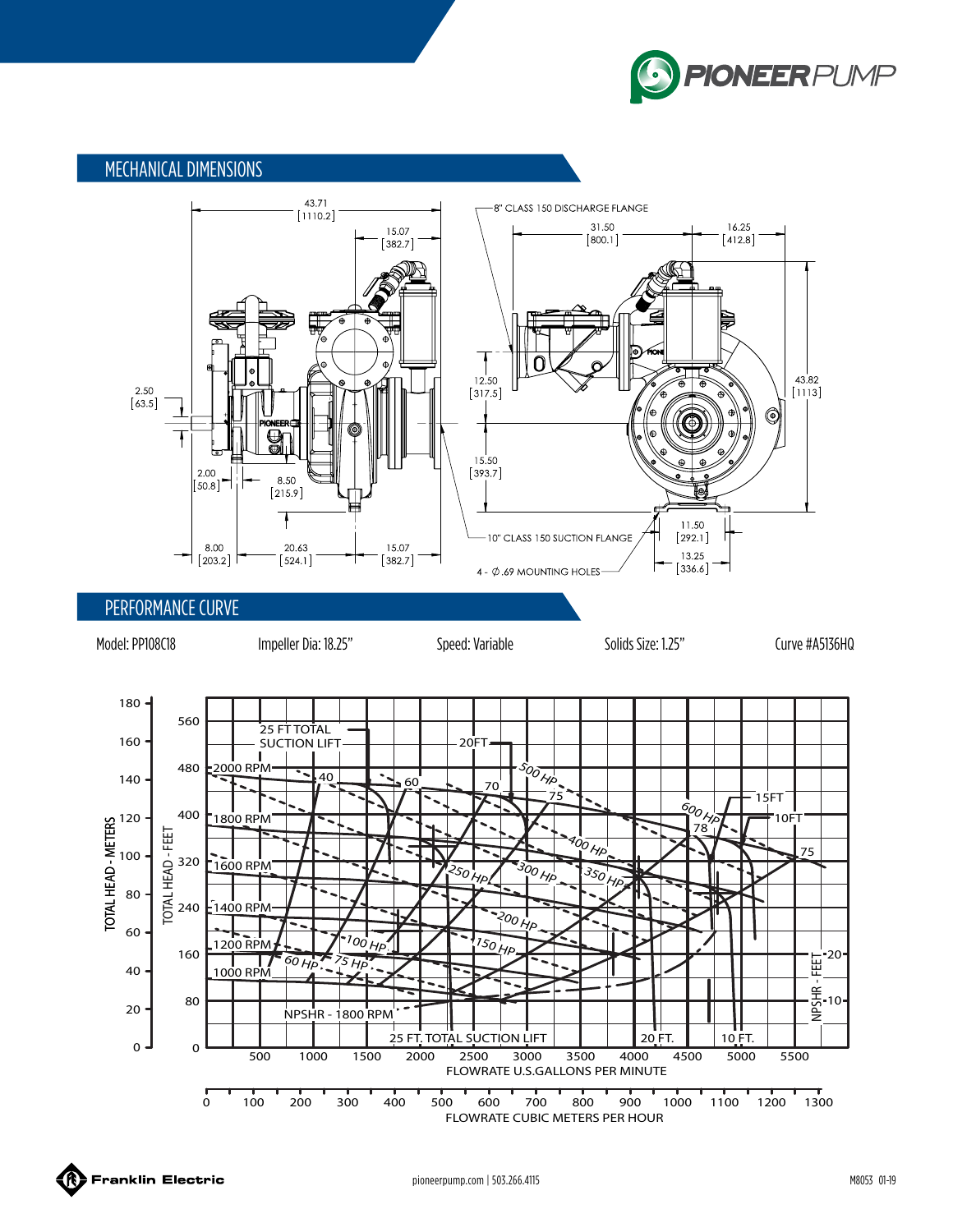## MECHANICAL DIMENSIONS

43.71
[1110.2]

15.07
[382.7]

2.50
[63.5]

2.00
[50.8]

8.50
[215.9]

8.00
[203.2]

20.63
[524.1]

15.07
[382.7]

8" CLASS 150 DISCHARGE FLANGE

31.50
[800.1]

16.25
[412.8]

12.50
[317.5]

15.50
[393.7]

43.82
[1113]

10" CLASS 150 SUCTION FLANGE

11.50
[292.1]

13.25
[336.6]

4 - Ø .69 MOUNTING HOLES

## PERFORMANCE CURVE

Model: PP108C18

Impeller Dia: 18.25"

Speed: Variable

Solids Size: 1.25"

Curve #A5136HQ

TOTAL HEAD - METERS

0
20
40
60
80
100
120
140
160
180

TOTAL HEAD - FEET

0
80
160
240
320
400
480
560

25 FT TOTAL SUCTION LIFT

20FT

15FT

10FT

2000 RPM

1800 RPM

1600 RPM

1400 RPM

1200 RPM

1000 RPM

40
60
70
75
78
75

500 HP
600 HP
400 HP
350 HP
300 HP
250 HP
200 HP
150 HP
100 HP
75 HP
60 HP

NPSHR - 1800 RPM

25 FT. TOTAL SUCTION LIFT

20 FT.

10 FT.

NPSHR - FEET

10
20

500
1000
1500
2000
2500
3000
3500
4000
4500
5000
5500

FLOWRATE U.S.GALLONS PER MINUTE

0
100
200
300
400
500
600
700
800
900
1000
1100
1200
1300

FLOWRATE CUBIC METERS PER HOUR

Franklin Electric

pioneerpump.com | 503.266.4115

M8053 01-19